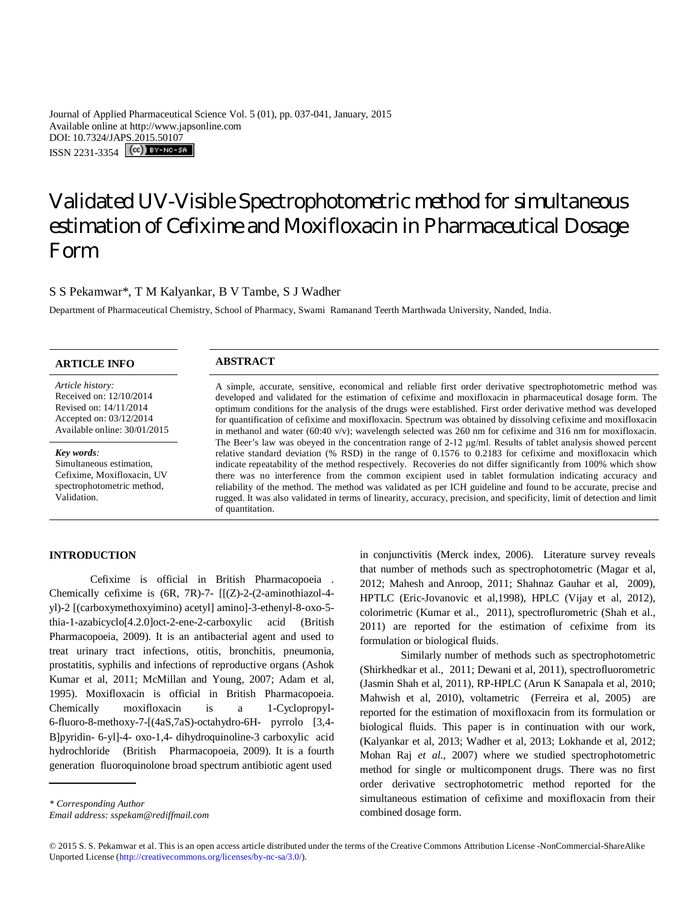Journal of Applied Pharmaceutical Science Vol. 5 (01), pp. 037-041, January, 2015
Available online at http://www.japsonline.com
DOI: 10.7324/JAPS.2015.50107
ISSN 2231-3354

# Validated UV-Visible Spectrophotometric method for simultaneous estimation of Cefixime and Moxifloxacin in Pharmaceutical Dosage Form

S S Pekamwar*, T M Kalyankar, B V Tambe, S J Wadher

Department of Pharmaceutical Chemistry, School of Pharmacy, Swami Ramanand Teerth Marthwada University, Nanded, India.

## ARTICLE INFO

*Article history:*
Received on: 12/10/2014
Revised on: 14/11/2014
Accepted on: 03/12/2014
Available online: 30/01/2015

***Key words:***
Simultaneous estimation, Cefixime, Moxifloxacin, UV spectrophotometric method, Validation.

## ABSTRACT

A simple, accurate, sensitive, economical and reliable first order derivative spectrophotometric method was developed and validated for the estimation of cefixime and moxifloxacin in pharmaceutical dosage form. The optimum conditions for the analysis of the drugs were established. First order derivative method was developed for quantification of cefixime and moxifloxacin. Spectrum was obtained by dissolving cefixime and moxifloxacin in methanol and water (60:40 v/v); wavelength selected was 260 nm for cefixime and 316 nm for moxifloxacin. The Beer's law was obeyed in the concentration range of 2-12 µg/ml. Results of tablet analysis showed percent relative standard deviation (% RSD) in the range of 0.1576 to 0.2183 for cefixime and moxifloxacin which indicate repeatability of the method respectively. Recoveries do not differ significantly from 100% which show there was no interference from the common excipient used in tablet formulation indicating accuracy and reliability of the method. The method was validated as per ICH guideline and found to be accurate, precise and rugged. It was also validated in terms of linearity, accuracy, precision, and specificity, limit of detection and limit of quantitation.

## INTRODUCTION

Cefixime is official in British Pharmacopoeia . Chemically cefixime is (6R, 7R)-7- [[(Z)-2-(2-aminothiazol-4-yl)-2 [(carboxymethoxyimino) acetyl] amino]-3-ethenyl-8-oxo-5-thia-1-azabicyclo[4.2.0]oct-2-ene-2-carboxylic acid (British Pharmacopoeia, 2009). It is an antibacterial agent and used to treat urinary tract infections, otitis, bronchitis, pneumonia, prostatitis, syphilis and infections of reproductive organs (Ashok Kumar et al, 2011; McMillan and Young, 2007; Adam et al, 1995). Moxifloxacin is official in British Pharmacopoeia. Chemically moxifloxacin is a 1-Cyclopropyl-6-fluoro-8-methoxy-7-[(4aS,7aS)-octahydro-6H- pyrrolo [3,4-B]pyridin- 6-yl]-4- oxo-1,4- dihydroquinoline-3 carboxylic acid hydrochloride (British Pharmacopoeia, 2009). It is a fourth generation fluoroquinolone broad spectrum antibiotic agent used in conjunctivitis (Merck index, 2006). Literature survey reveals that number of methods such as spectrophotometric (Magar et al, 2012; Mahesh and Anroop, 2011; Shahnaz Gauhar et al, 2009), HPTLC (Eric-Jovanovic et al,1998), HPLC (Vijay et al, 2012), colorimetric (Kumar et al., 2011), spectroflurometric (Shah et al., 2011) are reported for the estimation of cefixime from its formulation or biological fluids.

Similarly number of methods such as spectrophotometric (Shirkhedkar et al., 2011; Dewani et al, 2011), spectrofluorometric (Jasmin Shah et al, 2011), RP-HPLC (Arun K Sanapala et al, 2010; Mahwish et al, 2010), voltametric (Ferreira et al, 2005) are reported for the estimation of moxifloxacin from its formulation or biological fluids. This paper is in continuation with our work, (Kalyankar et al, 2013; Wadher et al, 2013; Lokhande et al, 2012; Mohan Raj *et al.,* 2007) where we studied spectrophotometric method for single or multicomponent drugs. There was no first order derivative sectrophotometric method reported for the simultaneous estimation of cefixime and moxifloxacin from their combined dosage form.

*\* Corresponding Author*
*Email address: sspekam@rediffmail.com*

© 2015 S. S. Pekamwar et al. This is an open access article distributed under the terms of the Creative Commons Attribution License -NonCommercial-ShareAlike Unported License (http://creativecommons.org/licenses/by-nc-sa/3.0/).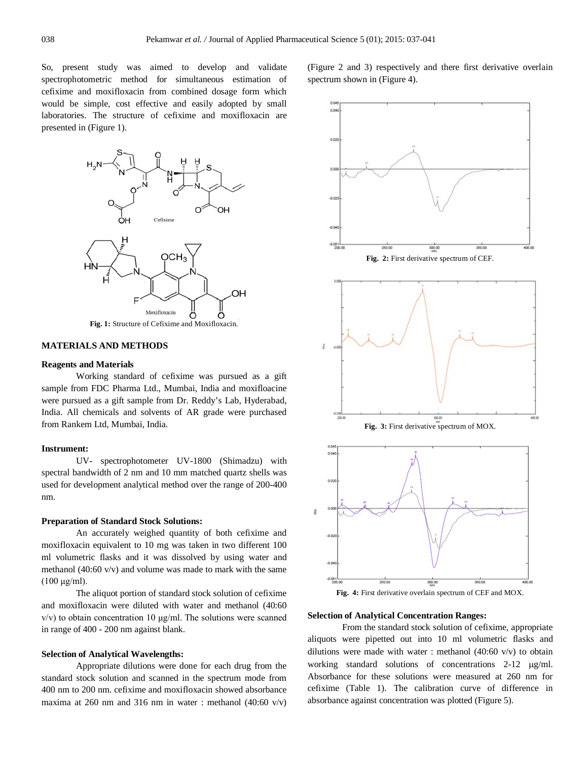So, present study was aimed to develop and validate spectrophotometric method for simultaneous estimation of cefixime and moxifloxacin from combined dosage form which would be simple, cost effective and easily adopted by small laboratories. The structure of cefixime and moxifloxacin are presented in (Figure 1).

Cefixime

Moxifloxacin

Fig. 1: Structure of Cefixime and Moxifloxacin.

## MATERIALS AND METHODS

### Reagents and Materials

Working standard of cefixime was pursued as a gift sample from FDC Pharma Ltd., Mumbai, India and moxifloacine were pursued as a gift sample from Dr. Reddy's Lab, Hyderabad, India. All chemicals and solvents of AR grade were purchased from Rankem Ltd, Mumbai, India.

### Instrument:

UV- spectrophotometer UV-1800 (Shimadzu) with spectral bandwidth of 2 nm and 10 mm matched quartz shells was used for development analytical method over the range of 200-400 nm.

### Preparation of Standard Stock Solutions:

An accurately weighed quantity of both cefixime and moxifloxacin equivalent to 10 mg was taken in two different 100 ml volumetric flasks and it was dissolved by using water and methanol (40:60 v/v) and volume was made to mark with the same (100 μg/ml).

The aliquot portion of standard stock solution of cefixime and moxifloxacin were diluted with water and methanol (40:60 v/v) to obtain concentration 10 μg/ml. The solutions were scanned in range of 400 - 200 nm against blank.

### Selection of Analytical Wavelengths:

Appropriate dilutions were done for each drug from the standard stock solution and scanned in the spectrum mode from 400 nm to 200 nm. cefixime and moxifloxacin showed absorbance maxima at 260 nm and 316 nm in water : methanol (40:60 v/v) (Figure 2 and 3) respectively and there first derivative overlain spectrum shown in (Figure 4).

Fig. 2: First derivative spectrum of CEF.

Fig. 3: First derivative spectrum of MOX.

Fig. 4: First derivative overlain spectrum of CEF and MOX.

### Selection of Analytical Concentration Ranges:

From the standard stock solution of cefixime, appropriate aliquots were pipetted out into 10 ml volumetric flasks and dilutions were made with water : methanol (40:60 v/v) to obtain working standard solutions of concentrations 2-12 μg/ml. Absorbance for these solutions were measured at 260 nm for cefixime (Table 1). The calibration curve of difference in absorbance against concentration was plotted (Figure 5).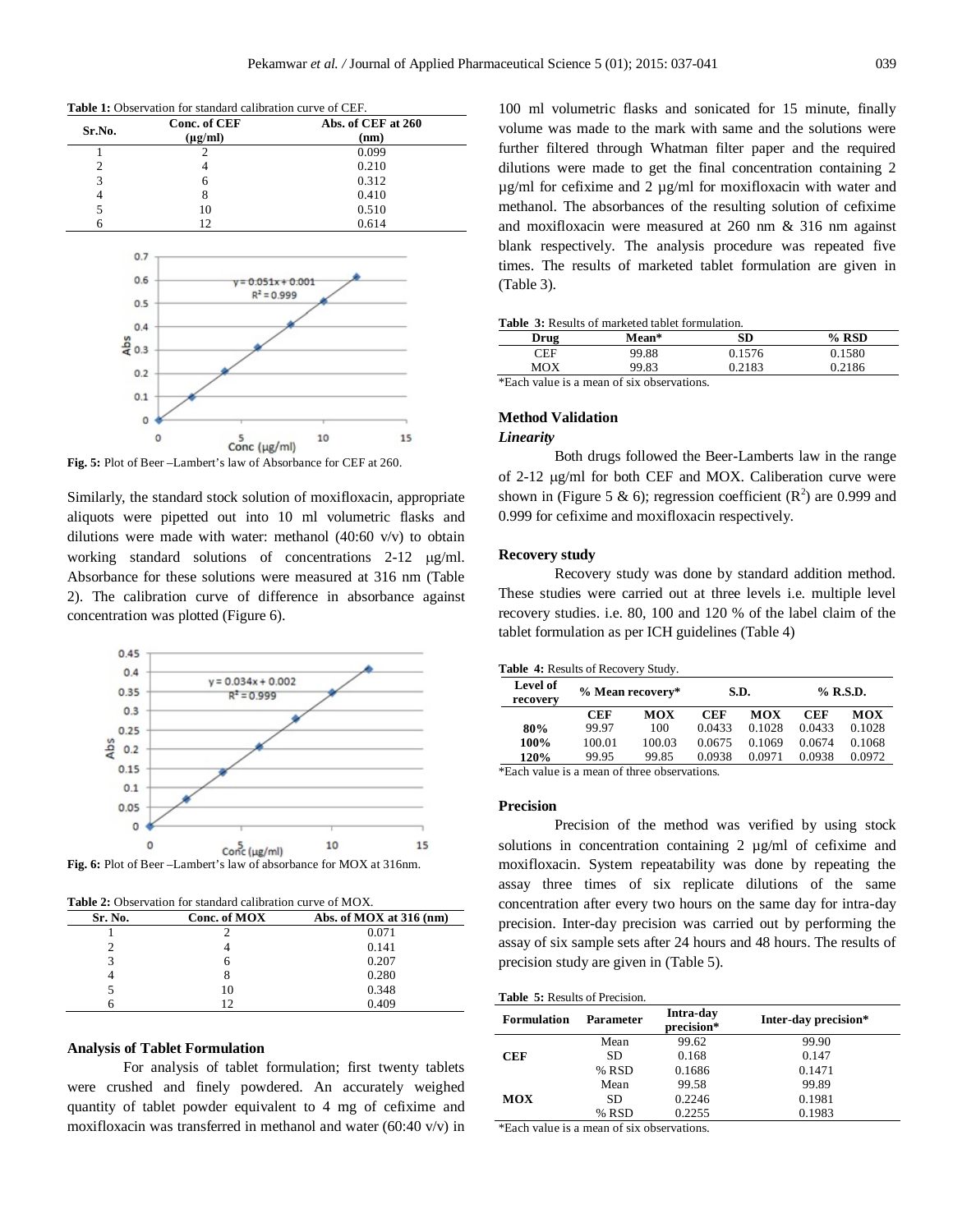**Table 1:** Observation for standard calibration curve of CEF.

| Sr.No. | Conc. of CEF (μg/ml) | Abs. of CEF at 260 (nm) |
|---|---|---|
| 1 | 2 | 0.099 |
| 2 | 4 | 0.210 |
| 3 | 6 | 0.312 |
| 4 | 8 | 0.410 |
| 5 | 10 | 0.510 |
| 6 | 12 | 0.614 |

y = 0.051x + 0.001
R² = 0.999
Abs
Conc (μg/ml)

**Fig. 5:** Plot of Beer –Lambert's law of Absorbance for CEF at 260.

Similarly, the standard stock solution of moxifloxacin, appropriate aliquots were pipetted out into 10 ml volumetric flasks and dilutions were made with water: methanol (40:60 v/v) to obtain working standard solutions of concentrations 2-12 μg/ml. Absorbance for these solutions were measured at 316 nm (Table 2). The calibration curve of difference in absorbance against concentration was plotted (Figure 6).

y = 0.034x + 0.002
R² = 0.999
Abs
Conc (μg/ml)

**Fig. 6:** Plot of Beer –Lambert's law of absorbance for MOX at 316nm.

**Table 2:** Observation for standard calibration curve of MOX.

| Sr. No. | Conc. of MOX | Abs. of MOX at 316 (nm) |
|---|---|---|
| 1 | 2 | 0.071 |
| 2 | 4 | 0.141 |
| 3 | 6 | 0.207 |
| 4 | 8 | 0.280 |
| 5 | 10 | 0.348 |
| 6 | 12 | 0.409 |

### Analysis of Tablet Formulation

For analysis of tablet formulation; first twenty tablets were crushed and finely powdered. An accurately weighed quantity of tablet powder equivalent to 4 mg of cefixime and moxifloxacin was transferred in methanol and water (60:40 v/v) in 100 ml volumetric flasks and sonicated for 15 minute, finally volume was made to the mark with same and the solutions were further filtered through Whatman filter paper and the required dilutions were made to get the final concentration containing 2 μg/ml for cefixime and 2 μg/ml for moxifloxacin with water and methanol. The absorbances of the resulting solution of cefixime and moxifloxacin were measured at 260 nm & 316 nm against blank respectively. The analysis procedure was repeated five times. The results of marketed tablet formulation are given in (Table 3).

**Table 3:** Results of marketed tablet formulation.

| Drug | Mean* | SD | % RSD |
|---|---|---|---|
| CEF | 99.88 | 0.1576 | 0.1580 |
| MOX | 99.83 | 0.2183 | 0.2186 |

*Each value is a mean of six observations.

### Method Validation

#### *Linearity*

Both drugs followed the Beer-Lamberts law in the range of 2-12 μg/ml for both CEF and MOX. Caliberation curve were shown in (Figure 5 & 6); regression coefficient ($R^2$) are 0.999 and 0.999 for cefixime and moxifloxacin respectively.

### Recovery study

Recovery study was done by standard addition method. These studies were carried out at three levels i.e. multiple level recovery studies. i.e. 80, 100 and 120 % of the label claim of the tablet formulation as per ICH guidelines (Table 4)

**Table 4:** Results of Recovery Study.

| Level of recovery | % Mean recovery* | | S.D. | | % R.S.D. | |
|---|---|---|---|---|---|---|
| | CEF | MOX | CEF | MOX | CEF | MOX |
| **80%** | 99.97 | 100 | 0.0433 | 0.1028 | 0.0433 | 0.1028 |
| **100%** | 100.01 | 100.03 | 0.0675 | 0.1069 | 0.0674 | 0.1068 |
| **120%** | 99.95 | 99.85 | 0.0938 | 0.0971 | 0.0938 | 0.0972 |

*Each value is a mean of three observations.

### Precision

Precision of the method was verified by using stock solutions in concentration containing 2 μg/ml of cefixime and moxifloxacin. System repeatability was done by repeating the assay three times of six replicate dilutions of the same concentration after every two hours on the same day for intra-day precision. Inter-day precision was carried out by performing the assay of six sample sets after 24 hours and 48 hours. The results of precision study are given in (Table 5).

**Table 5:** Results of Precision.

| Formulation | Parameter | Intra-day precision* | Inter-day precision* |
|---|---|---|---|
| **CEF** | Mean | 99.62 | 99.90 |
| | SD | 0.168 | 0.147 |
| | % RSD | 0.1686 | 0.1471 |
| **MOX** | Mean | 99.58 | 99.89 |
| | SD | 0.2246 | 0.1981 |
| | % RSD | 0.2255 | 0.1983 |

*Each value is a mean of six observations.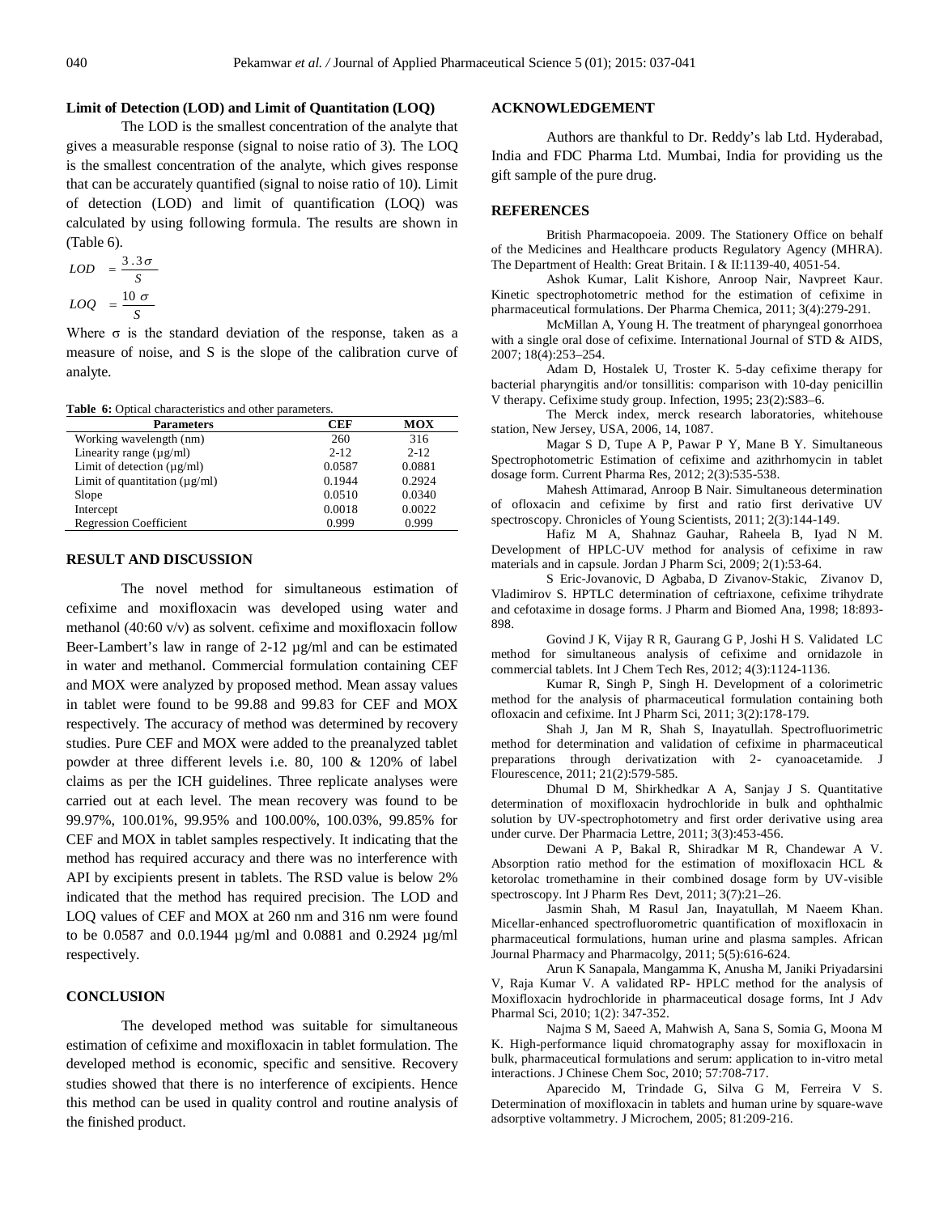### Limit of Detection (LOD) and Limit of Quantitation (LOQ)

The LOD is the smallest concentration of the analyte that gives a measurable response (signal to noise ratio of 3). The LOQ is the smallest concentration of the analyte, which gives response that can be accurately quantified (signal to noise ratio of 10). Limit of detection (LOD) and limit of quantification (LOQ) was calculated by using following formula. The results are shown in (Table 6).

$$LOD = \frac{3.3\sigma}{S}$$

$$LOQ = \frac{10\ \sigma}{S}$$

Where σ is the standard deviation of the response, taken as a measure of noise, and S is the slope of the calibration curve of analyte.

**Table 6:** Optical characteristics and other parameters.

| Parameters | CEF | MOX |
|---|---|---|
| Working wavelength (nm) | 260 | 316 |
| Linearity range (µg/ml) | 2-12 | 2-12 |
| Limit of detection (µg/ml) | 0.0587 | 0.0881 |
| Limit of quantitation (µg/ml) | 0.1944 | 0.2924 |
| Slope | 0.0510 | 0.0340 |
| Intercept | 0.0018 | 0.0022 |
| Regression Coefficient | 0.999 | 0.999 |

### RESULT AND DISCUSSION

The novel method for simultaneous estimation of cefixime and moxifloxacin was developed using water and methanol (40:60 v/v) as solvent. cefixime and moxifloxacin follow Beer-Lambert's law in range of 2-12 µg/ml and can be estimated in water and methanol. Commercial formulation containing CEF and MOX were analyzed by proposed method. Mean assay values in tablet were found to be 99.88 and 99.83 for CEF and MOX respectively. The accuracy of method was determined by recovery studies. Pure CEF and MOX were added to the preanalyzed tablet powder at three different levels i.e. 80, 100 & 120% of label claims as per the ICH guidelines. Three replicate analyses were carried out at each level. The mean recovery was found to be 99.97%, 100.01%, 99.95% and 100.00%, 100.03%, 99.85% for CEF and MOX in tablet samples respectively. It indicating that the method has required accuracy and there was no interference with API by excipients present in tablets. The RSD value is below 2% indicated that the method has required precision. The LOD and LOQ values of CEF and MOX at 260 nm and 316 nm were found to be 0.0587 and 0.0.1944 µg/ml and 0.0881 and 0.2924 µg/ml respectively.

### CONCLUSION

The developed method was suitable for simultaneous estimation of cefixime and moxifloxacin in tablet formulation. The developed method is economic, specific and sensitive. Recovery studies showed that there is no interference of excipients. Hence this method can be used in quality control and routine analysis of the finished product.

### ACKNOWLEDGEMENT

Authors are thankful to Dr. Reddy's lab Ltd. Hyderabad, India and FDC Pharma Ltd. Mumbai, India for providing us the gift sample of the pure drug.

### REFERENCES

British Pharmacopoeia. 2009. The Stationery Office on behalf of the Medicines and Healthcare products Regulatory Agency (MHRA). The Department of Health: Great Britain. I & II:1139-40, 4051-54.

Ashok Kumar, Lalit Kishore, Anroop Nair, Navpreet Kaur. Kinetic spectrophotometric method for the estimation of cefixime in pharmaceutical formulations. Der Pharma Chemica, 2011; 3(4):279-291.

McMillan A, Young H. The treatment of pharyngeal gonorrhoea with a single oral dose of cefixime. International Journal of STD & AIDS, 2007; 18(4):253–254.

Adam D, Hostalek U, Troster K. 5-day cefixime therapy for bacterial pharyngitis and/or tonsillitis: comparison with 10-day penicillin V therapy. Cefixime study group. Infection, 1995; 23(2):S83–6.

The Merck index, merck research laboratories, whitehouse station, New Jersey, USA, 2006, 14, 1087.

Magar S D, Tupe A P, Pawar P Y, Mane B Y. Simultaneous Spectrophotometric Estimation of cefixime and azithrhomycin in tablet dosage form. Current Pharma Res, 2012; 2(3):535-538.

Mahesh Attimarad, Anroop B Nair. Simultaneous determination of ofloxacin and cefixime by first and ratio first derivative UV spectroscopy. Chronicles of Young Scientists, 2011; 2(3):144-149.

Hafiz M A, Shahnaz Gauhar, Raheela B, Iyad N M. Development of HPLC-UV method for analysis of cefixime in raw materials and in capsule. Jordan J Pharm Sci, 2009; 2(1):53-64.

S Eric-Jovanovic, D Agbaba, D Zivanov-Stakic, Zivanov D, Vladimirov S. HPTLC determination of ceftriaxone, cefixime trihydrate and cefotaxime in dosage forms. J Pharm and Biomed Ana, 1998; 18:893-898.

Govind J K, Vijay R R, Gaurang G P, Joshi H S. Validated LC method for simultaneous analysis of cefixime and ornidazole in commercial tablets. Int J Chem Tech Res, 2012; 4(3):1124-1136.

Kumar R, Singh P, Singh H. Development of a colorimetric method for the analysis of pharmaceutical formulation containing both ofloxacin and cefixime. Int J Pharm Sci, 2011; 3(2):178-179.

Shah J, Jan M R, Shah S, Inayatullah. Spectrofluorimetric method for determination and validation of cefixime in pharmaceutical preparations through derivatization with 2- cyanoacetamide. J Flourescence, 2011; 21(2):579-585.

Dhumal D M, Shirkhedkar A A, Sanjay J S. Quantitative determination of moxifloxacin hydrochloride in bulk and ophthalmic solution by UV-spectrophotometry and first order derivative using area under curve. Der Pharmacia Lettre, 2011; 3(3):453-456.

Dewani A P, Bakal R, Shiradkar M R, Chandewar A V. Absorption ratio method for the estimation of moxifloxacin HCL & ketorolac tromethamine in their combined dosage form by UV-visible spectroscopy. Int J Pharm Res Devt, 2011; 3(7):21–26.

Jasmin Shah, M Rasul Jan, Inayatullah, M Naeem Khan. Micellar-enhanced spectrofluorometric quantification of moxifloxacin in pharmaceutical formulations, human urine and plasma samples. African Journal Pharmacy and Pharmacolgy, 2011; 5(5):616-624.

Arun K Sanapala, Mangamma K, Anusha M, Janiki Priyadarsini V, Raja Kumar V. A validated RP- HPLC method for the analysis of Moxifloxacin hydrochloride in pharmaceutical dosage forms, Int J Adv Pharmal Sci, 2010; 1(2): 347-352.

Najma S M, Saeed A, Mahwish A, Sana S, Somia G, Moona M K. High-performance liquid chromatography assay for moxifloxacin in bulk, pharmaceutical formulations and serum: application to in-vitro metal interactions. J Chinese Chem Soc, 2010; 57:708-717.

Aparecido M, Trindade G, Silva G M, Ferreira V S. Determination of moxifloxacin in tablets and human urine by square-wave adsorptive voltammetry. J Microchem, 2005; 81:209-216.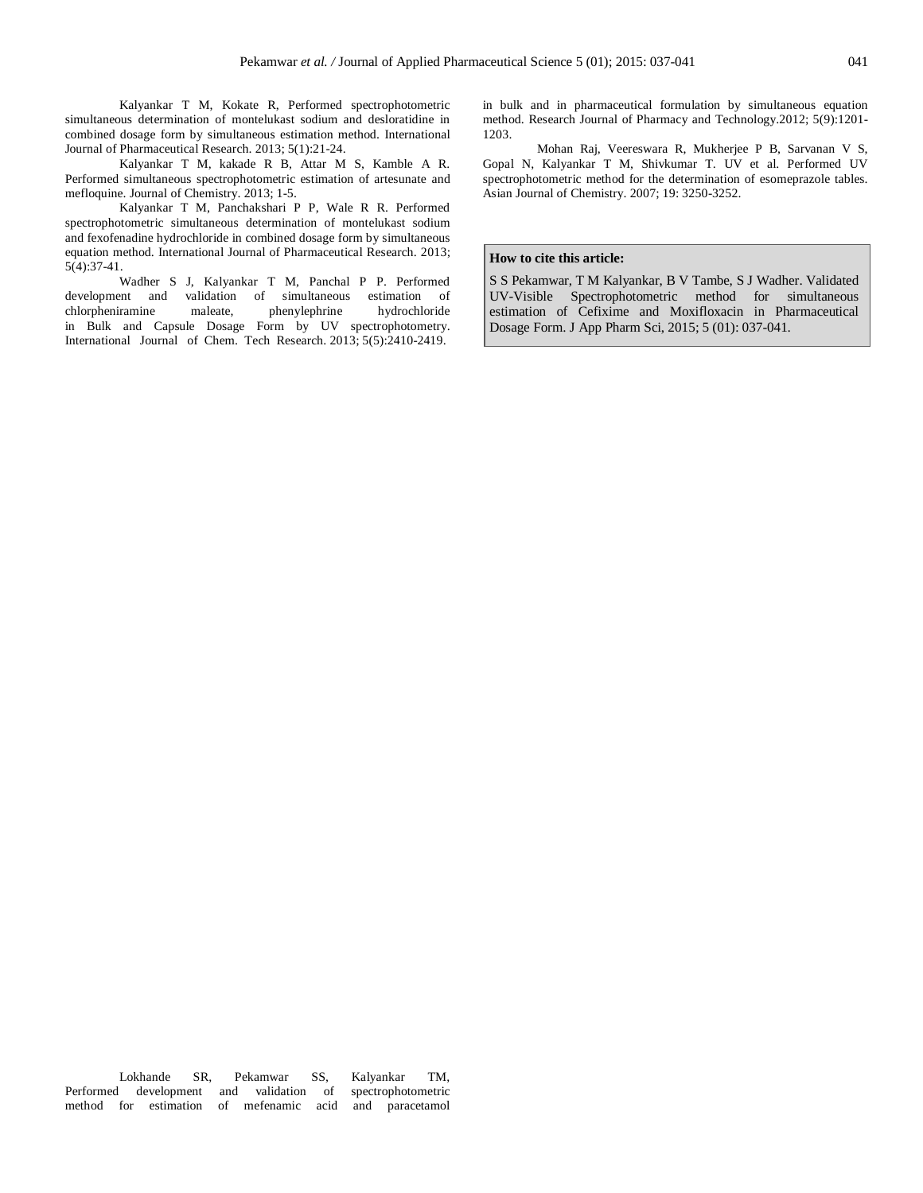Kalyankar T M, Kokate R, Performed spectrophotometric simultaneous determination of montelukast sodium and desloratidine in combined dosage form by simultaneous estimation method. International Journal of Pharmaceutical Research. 2013; 5(1):21-24.

Kalyankar T M, kakade R B, Attar M S, Kamble A R. Performed simultaneous spectrophotometric estimation of artesunate and mefloquine. Journal of Chemistry. 2013; 1-5.

Kalyankar T M, Panchakshari P P, Wale R R. Performed spectrophotometric simultaneous determination of montelukast sodium and fexofenadine hydrochloride in combined dosage form by simultaneous equation method. International Journal of Pharmaceutical Research. 2013; 5(4):37-41.

Wadher S J, Kalyankar T M, Panchal P P. Performed development and validation of simultaneous estimation of chlorpheniramine maleate, phenylephrine hydrochloride in Bulk and Capsule Dosage Form by UV spectrophotometry. International Journal of Chem. Tech Research. 2013; 5(5):2410-2419.

Lokhande SR, Pekamwar SS, Kalyankar TM, Performed development and validation of spectrophotometric method for estimation of mefenamic acid and paracetamol in bulk and in pharmaceutical formulation by simultaneous equation method. Research Journal of Pharmacy and Technology.2012; 5(9):1201-1203.

Mohan Raj, Veereswara R, Mukherjee P B, Sarvanan V S, Gopal N, Kalyankar T M, Shivkumar T. UV et al. Performed UV spectrophotometric method for the determination of esomeprazole tables. Asian Journal of Chemistry. 2007; 19: 3250-3252.

**How to cite this article:**

S S Pekamwar, T M Kalyankar, B V Tambe, S J Wadher. Validated UV-Visible Spectrophotometric method for simultaneous estimation of Cefixime and Moxifloxacin in Pharmaceutical Dosage Form. J App Pharm Sci, 2015; 5 (01): 037-041.